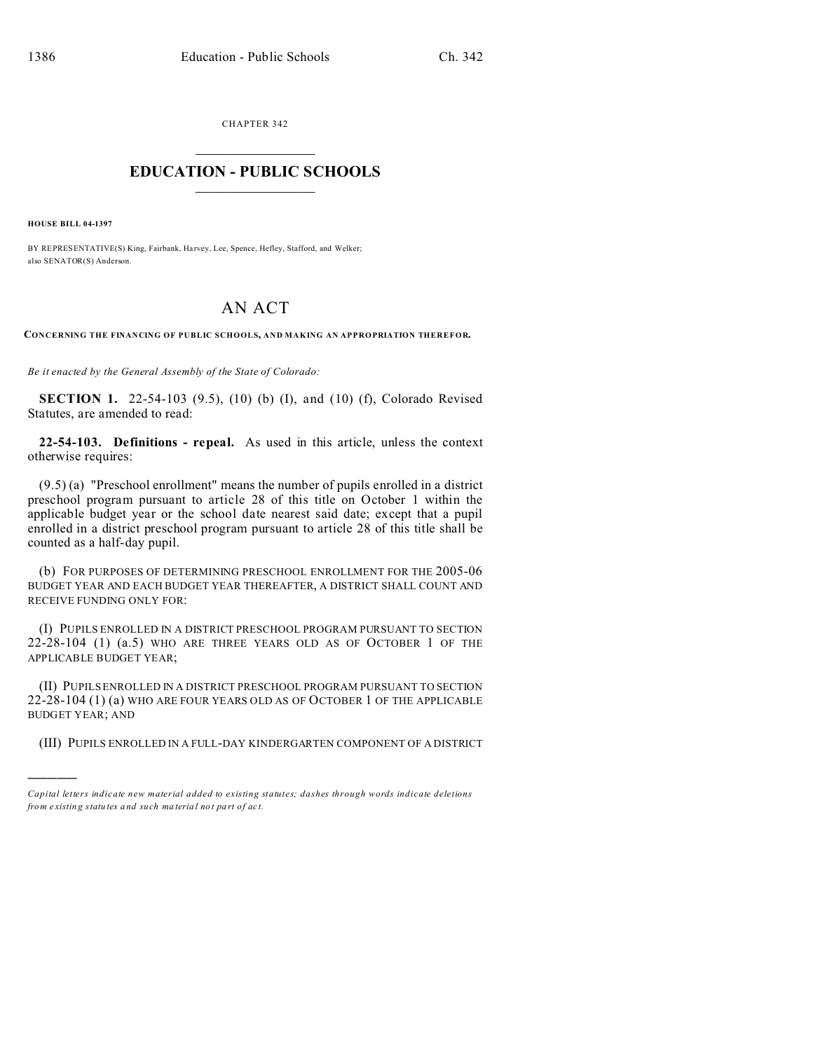CHAPTER 342

# EDUCATION - PUBLIC SCHOOLS

**HOUSE BILL 04-1397**

BY REPRESENTATIVE(S) King, Fairbank, Harvey, Lee, Spence, Hefley, Stafford, and Welker; also SENATOR(S) Anderson.

# AN ACT

**CONCERNING THE FINANCING OF PUBLIC SCHOOLS, AND MAKING AN APPROPRIATION THEREFOR.**

*Be it enacted by the General Assembly of the State of Colorado:*

**SECTION 1.** 22-54-103 (9.5), (10) (b) (I), and (10) (f), Colorado Revised Statutes, are amended to read:

**22-54-103. Definitions - repeal.** As used in this article, unless the context otherwise requires:

(9.5) (a) "Preschool enrollment" means the number of pupils enrolled in a district preschool program pursuant to article 28 of this title on October 1 within the applicable budget year or the school date nearest said date; except that a pupil enrolled in a district preschool program pursuant to article 28 of this title shall be counted as a half-day pupil.

(b) FOR PURPOSES OF DETERMINING PRESCHOOL ENROLLMENT FOR THE 2005-06 BUDGET YEAR AND EACH BUDGET YEAR THEREAFTER, A DISTRICT SHALL COUNT AND RECEIVE FUNDING ONLY FOR:

(I) PUPILS ENROLLED IN A DISTRICT PRESCHOOL PROGRAM PURSUANT TO SECTION 22-28-104 (1) (a.5) WHO ARE THREE YEARS OLD AS OF OCTOBER 1 OF THE APPLICABLE BUDGET YEAR;

(II) PUPILS ENROLLED IN A DISTRICT PRESCHOOL PROGRAM PURSUANT TO SECTION 22-28-104 (1) (a) WHO ARE FOUR YEARS OLD AS OF OCTOBER 1 OF THE APPLICABLE BUDGET YEAR; AND

(III) PUPILS ENROLLED IN A FULL-DAY KINDERGARTEN COMPONENT OF A DISTRICT

---

*Capital letters indicate new material added to existing statutes; dashes through words indicate deletions from existing statutes and such material not part of act.*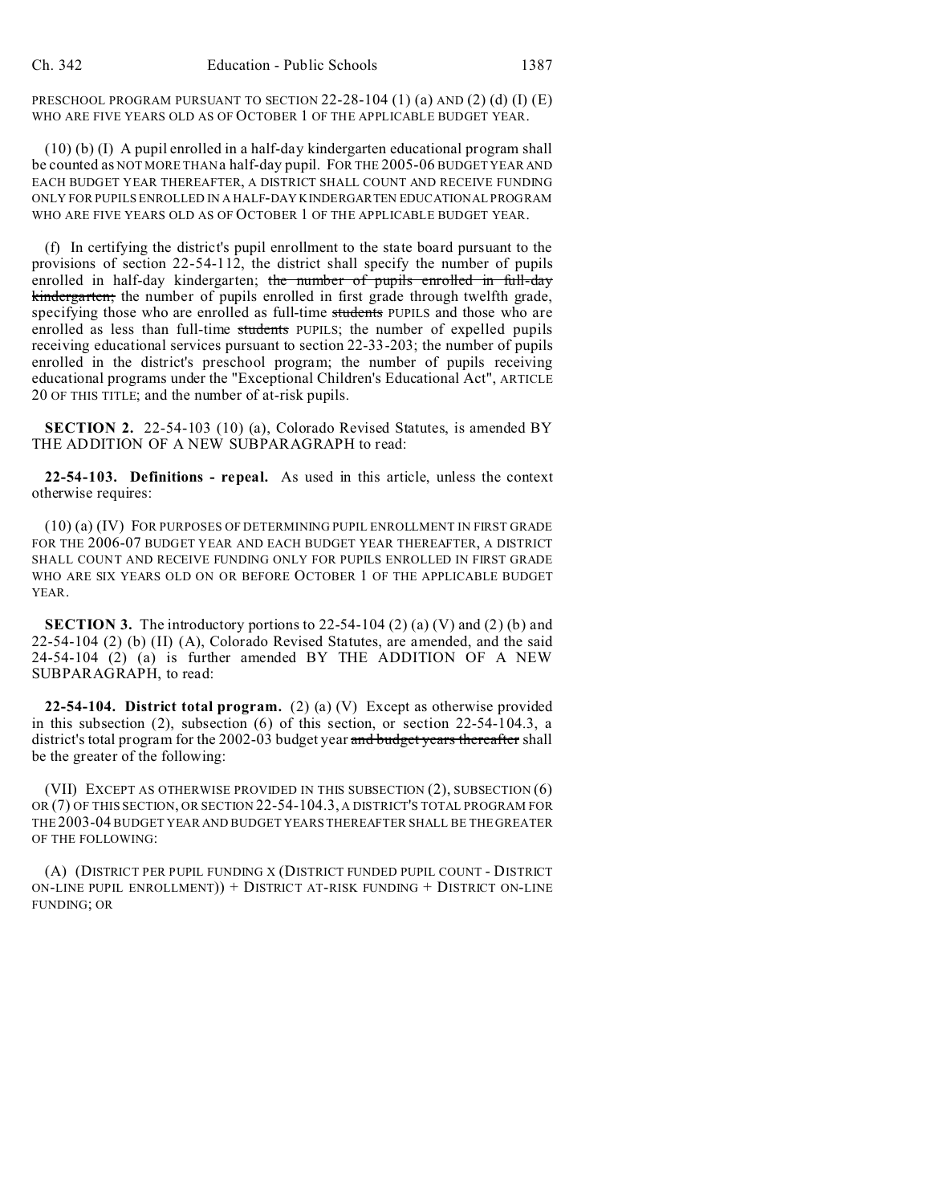PRESCHOOL PROGRAM PURSUANT TO SECTION 22-28-104 (1) (a) AND (2) (d) (I) (E) WHO ARE FIVE YEARS OLD AS OF OCTOBER 1 OF THE APPLICABLE BUDGET YEAR.

(10) (b) (I) A pupil enrolled in a half-day kindergarten educational program shall be counted as NOT MORE THAN a half-day pupil. FOR THE 2005-06 BUDGET YEAR AND EACH BUDGET YEAR THEREAFTER, A DISTRICT SHALL COUNT AND RECEIVE FUNDING ONLY FOR PUPILS ENROLLED IN A HALF-DAY KINDERGARTEN EDUCATIONAL PROGRAM WHO ARE FIVE YEARS OLD AS OF OCTOBER 1 OF THE APPLICABLE BUDGET YEAR.

(f) In certifying the district's pupil enrollment to the state board pursuant to the provisions of section 22-54-112, the district shall specify the number of pupils enrolled in half-day kindergarten; ~~the number of pupils enrolled in full-day kindergarten;~~ the number of pupils enrolled in first grade through twelfth grade, specifying those who are enrolled as full-time ~~students~~ PUPILS and those who are enrolled as less than full-time ~~students~~ PUPILS; the number of expelled pupils receiving educational services pursuant to section 22-33-203; the number of pupils enrolled in the district's preschool program; the number of pupils receiving educational programs under the "Exceptional Children's Educational Act", ARTICLE 20 OF THIS TITLE; and the number of at-risk pupils.

**SECTION 2.** 22-54-103 (10) (a), Colorado Revised Statutes, is amended BY THE ADDITION OF A NEW SUBPARAGRAPH to read:

**22-54-103. Definitions - repeal.** As used in this article, unless the context otherwise requires:

(10) (a) (IV) FOR PURPOSES OF DETERMINING PUPIL ENROLLMENT IN FIRST GRADE FOR THE 2006-07 BUDGET YEAR AND EACH BUDGET YEAR THEREAFTER, A DISTRICT SHALL COUNT AND RECEIVE FUNDING ONLY FOR PUPILS ENROLLED IN FIRST GRADE WHO ARE SIX YEARS OLD ON OR BEFORE OCTOBER 1 OF THE APPLICABLE BUDGET YEAR.

**SECTION 3.** The introductory portions to 22-54-104 (2) (a) (V) and (2) (b) and 22-54-104 (2) (b) (II) (A), Colorado Revised Statutes, are amended, and the said 24-54-104 (2) (a) is further amended BY THE ADDITION OF A NEW SUBPARAGRAPH, to read:

**22-54-104. District total program.** (2) (a) (V) Except as otherwise provided in this subsection (2), subsection (6) of this section, or section 22-54-104.3, a district's total program for the 2002-03 budget year ~~and budget years thereafter~~ shall be the greater of the following:

(VII) EXCEPT AS OTHERWISE PROVIDED IN THIS SUBSECTION (2), SUBSECTION (6) OR (7) OF THIS SECTION, OR SECTION 22-54-104.3, A DISTRICT'S TOTAL PROGRAM FOR THE 2003-04 BUDGET YEAR AND BUDGET YEARS THEREAFTER SHALL BE THE GREATER OF THE FOLLOWING:

(A) (DISTRICT PER PUPIL FUNDING X (DISTRICT FUNDED PUPIL COUNT - DISTRICT ON-LINE PUPIL ENROLLMENT)) + DISTRICT AT-RISK FUNDING + DISTRICT ON-LINE FUNDING; OR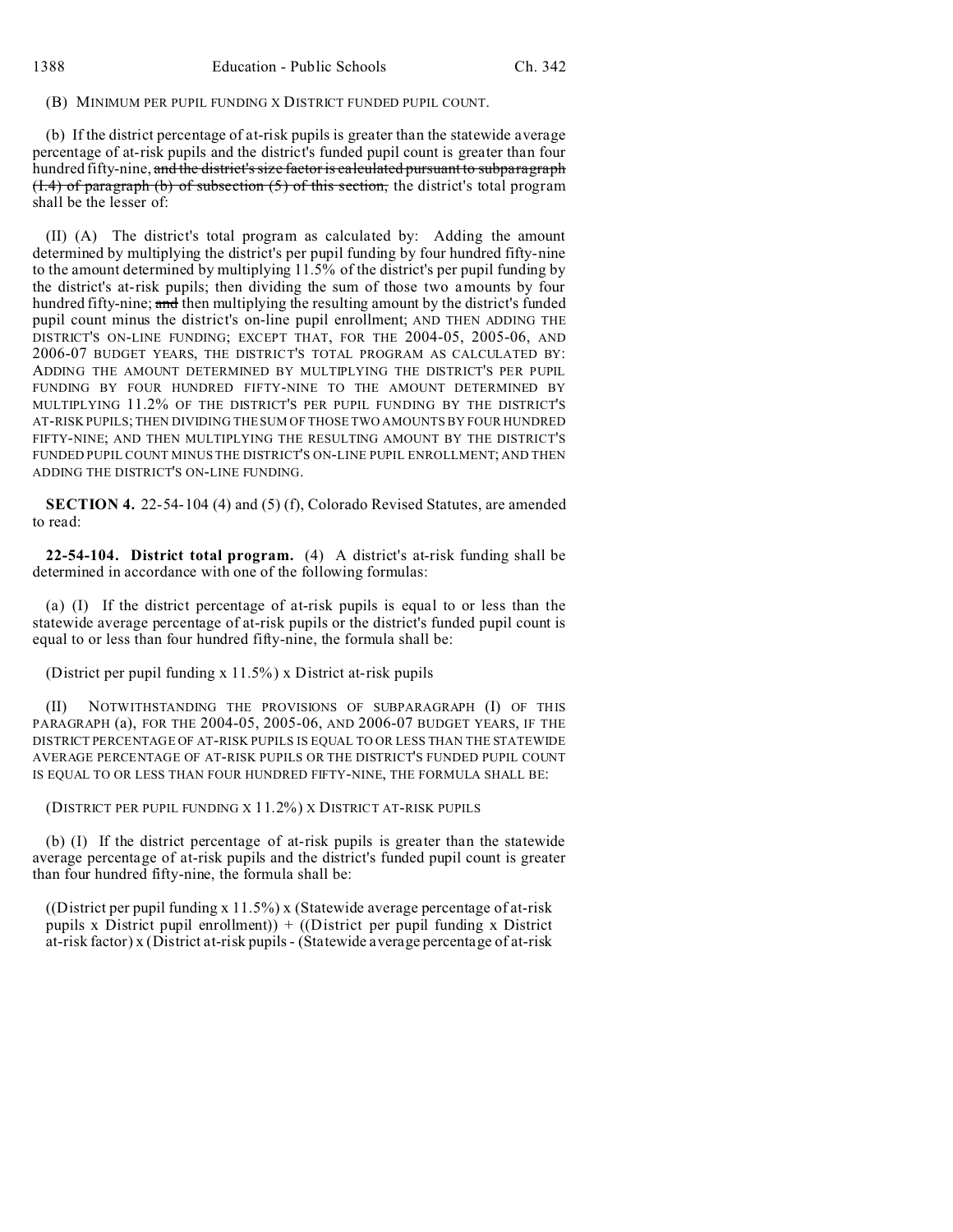(B) MINIMUM PER PUPIL FUNDING X DISTRICT FUNDED PUPIL COUNT.

(b) If the district percentage of at-risk pupils is greater than the statewide average percentage of at-risk pupils and the district's funded pupil count is greater than four hundred fifty-nine, ~~and the district's size factor is calculated pursuant to subparagraph (I.4) of paragraph (b) of subsection (5) of this section,~~ the district's total program shall be the lesser of:

(II) (A) The district's total program as calculated by: Adding the amount determined by multiplying the district's per pupil funding by four hundred fifty-nine to the amount determined by multiplying 11.5% of the district's per pupil funding by the district's at-risk pupils; then dividing the sum of those two amounts by four hundred fifty-nine; ~~and~~ then multiplying the resulting amount by the district's funded pupil count minus the district's on-line pupil enrollment; AND THEN ADDING THE DISTRICT'S ON-LINE FUNDING; EXCEPT THAT, FOR THE 2004-05, 2005-06, AND 2006-07 BUDGET YEARS, THE DISTRICT'S TOTAL PROGRAM AS CALCULATED BY: ADDING THE AMOUNT DETERMINED BY MULTIPLYING THE DISTRICT'S PER PUPIL FUNDING BY FOUR HUNDRED FIFTY-NINE TO THE AMOUNT DETERMINED BY MULTIPLYING 11.2% OF THE DISTRICT'S PER PUPIL FUNDING BY THE DISTRICT'S AT-RISK PUPILS; THEN DIVIDING THE SUM OF THOSE TWO AMOUNTS BY FOUR HUNDRED FIFTY-NINE; AND THEN MULTIPLYING THE RESULTING AMOUNT BY THE DISTRICT'S FUNDED PUPIL COUNT MINUS THE DISTRICT'S ON-LINE PUPIL ENROLLMENT; AND THEN ADDING THE DISTRICT'S ON-LINE FUNDING.

**SECTION 4.** 22-54-104 (4) and (5) (f), Colorado Revised Statutes, are amended to read:

**22-54-104. District total program.** (4) A district's at-risk funding shall be determined in accordance with one of the following formulas:

(a) (I) If the district percentage of at-risk pupils is equal to or less than the statewide average percentage of at-risk pupils or the district's funded pupil count is equal to or less than four hundred fifty-nine, the formula shall be:

(District per pupil funding x 11.5%) x District at-risk pupils

(II) NOTWITHSTANDING THE PROVISIONS OF SUBPARAGRAPH (I) OF THIS PARAGRAPH (a), FOR THE 2004-05, 2005-06, AND 2006-07 BUDGET YEARS, IF THE DISTRICT PERCENTAGE OF AT-RISK PUPILS IS EQUAL TO OR LESS THAN THE STATEWIDE AVERAGE PERCENTAGE OF AT-RISK PUPILS OR THE DISTRICT'S FUNDED PUPIL COUNT IS EQUAL TO OR LESS THAN FOUR HUNDRED FIFTY-NINE, THE FORMULA SHALL BE:

(DISTRICT PER PUPIL FUNDING X 11.2%) X DISTRICT AT-RISK PUPILS

(b) (I) If the district percentage of at-risk pupils is greater than the statewide average percentage of at-risk pupils and the district's funded pupil count is greater than four hundred fifty-nine, the formula shall be:

((District per pupil funding x 11.5%) x (Statewide average percentage of at-risk pupils x District pupil enrollment)) + ((District per pupil funding x District at-risk factor) x (District at-risk pupils - (Statewide average percentage of at-risk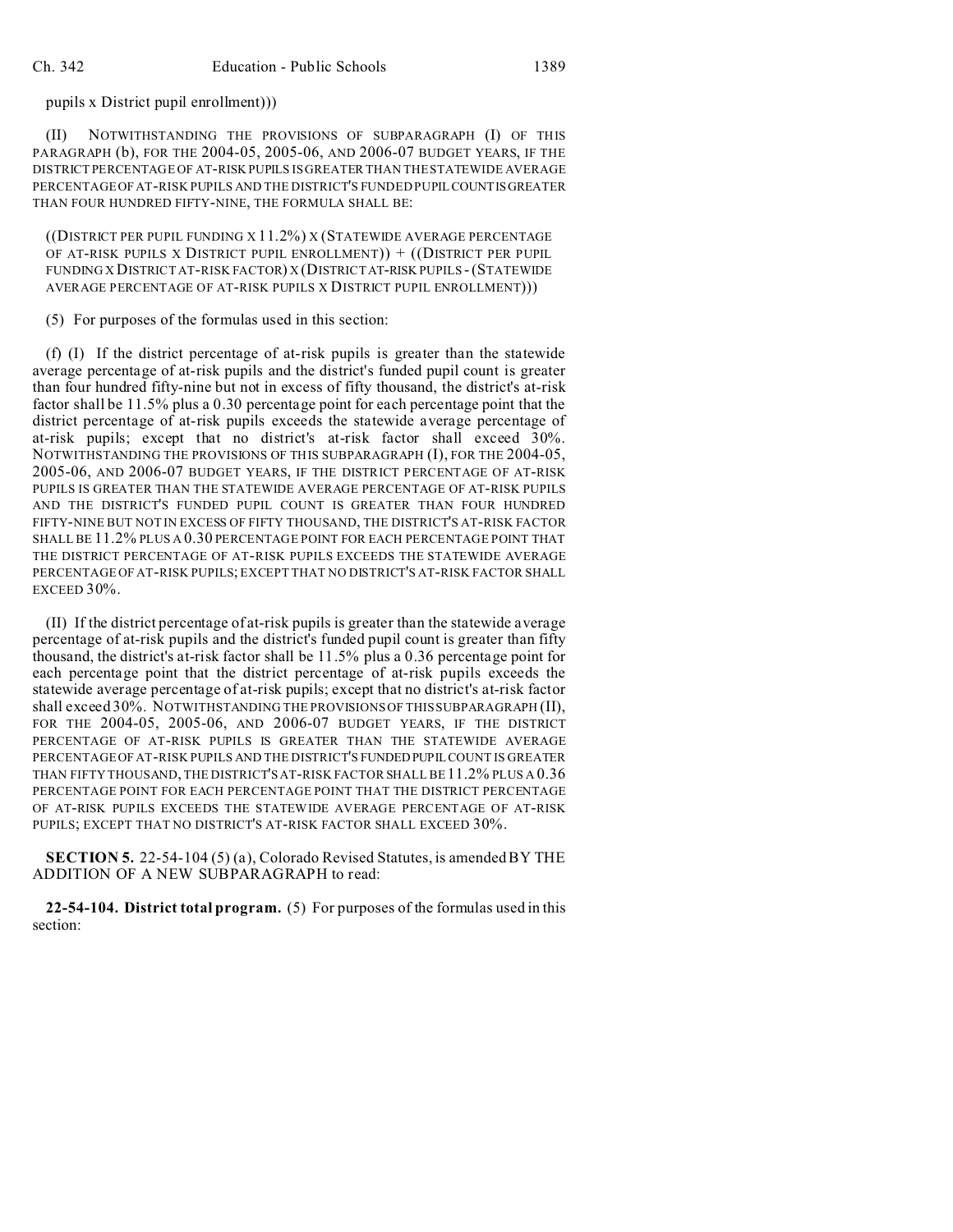pupils x District pupil enrollment)))

(II) NOTWITHSTANDING THE PROVISIONS OF SUBPARAGRAPH (I) OF THIS PARAGRAPH (b), FOR THE 2004-05, 2005-06, AND 2006-07 BUDGET YEARS, IF THE DISTRICT PERCENTAGE OF AT-RISK PUPILS IS GREATER THAN THE STATEWIDE AVERAGE PERCENTAGE OF AT-RISK PUPILS AND THE DISTRICT'S FUNDED PUPIL COUNT IS GREATER THAN FOUR HUNDRED FIFTY-NINE, THE FORMULA SHALL BE:

((DISTRICT PER PUPIL FUNDING X 11.2%) X (STATEWIDE AVERAGE PERCENTAGE OF AT-RISK PUPILS X DISTRICT PUPIL ENROLLMENT)) + ((DISTRICT PER PUPIL FUNDING X DISTRICT AT-RISK FACTOR) X (DISTRICT AT-RISK PUPILS - (STATEWIDE AVERAGE PERCENTAGE OF AT-RISK PUPILS X DISTRICT PUPIL ENROLLMENT)))

(5) For purposes of the formulas used in this section:

(f) (I) If the district percentage of at-risk pupils is greater than the statewide average percentage of at-risk pupils and the district's funded pupil count is greater than four hundred fifty-nine but not in excess of fifty thousand, the district's at-risk factor shall be 11.5% plus a 0.30 percentage point for each percentage point that the district percentage of at-risk pupils exceeds the statewide average percentage of at-risk pupils; except that no district's at-risk factor shall exceed 30%. NOTWITHSTANDING THE PROVISIONS OF THIS SUBPARAGRAPH (I), FOR THE 2004-05, 2005-06, AND 2006-07 BUDGET YEARS, IF THE DISTRICT PERCENTAGE OF AT-RISK PUPILS IS GREATER THAN THE STATEWIDE AVERAGE PERCENTAGE OF AT-RISK PUPILS AND THE DISTRICT'S FUNDED PUPIL COUNT IS GREATER THAN FOUR HUNDRED FIFTY-NINE BUT NOT IN EXCESS OF FIFTY THOUSAND, THE DISTRICT'S AT-RISK FACTOR SHALL BE 11.2% PLUS A 0.30 PERCENTAGE POINT FOR EACH PERCENTAGE POINT THAT THE DISTRICT PERCENTAGE OF AT-RISK PUPILS EXCEEDS THE STATEWIDE AVERAGE PERCENTAGE OF AT-RISK PUPILS; EXCEPT THAT NO DISTRICT'S AT-RISK FACTOR SHALL EXCEED 30%.

(II) If the district percentage of at-risk pupils is greater than the statewide average percentage of at-risk pupils and the district's funded pupil count is greater than fifty thousand, the district's at-risk factor shall be 11.5% plus a 0.36 percentage point for each percentage point that the district percentage of at-risk pupils exceeds the statewide average percentage of at-risk pupils; except that no district's at-risk factor shall exceed 30%. NOTWITHSTANDING THE PROVISIONS OF THIS SUBPARAGRAPH (II), FOR THE 2004-05, 2005-06, AND 2006-07 BUDGET YEARS, IF THE DISTRICT PERCENTAGE OF AT-RISK PUPILS IS GREATER THAN THE STATEWIDE AVERAGE PERCENTAGE OF AT-RISK PUPILS AND THE DISTRICT'S FUNDED PUPIL COUNT IS GREATER THAN FIFTY THOUSAND, THE DISTRICT'S AT-RISK FACTOR SHALL BE 11.2% PLUS A 0.36 PERCENTAGE POINT FOR EACH PERCENTAGE POINT THAT THE DISTRICT PERCENTAGE OF AT-RISK PUPILS EXCEEDS THE STATEWIDE AVERAGE PERCENTAGE OF AT-RISK PUPILS; EXCEPT THAT NO DISTRICT'S AT-RISK FACTOR SHALL EXCEED 30%.

**SECTION 5.** 22-54-104 (5) (a), Colorado Revised Statutes, is amended BY THE ADDITION OF A NEW SUBPARAGRAPH to read:

**22-54-104. District total program.** (5) For purposes of the formulas used in this section: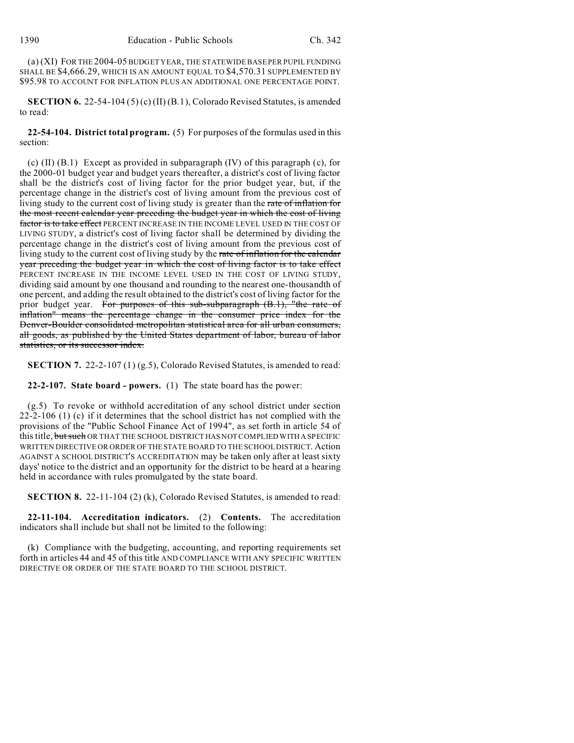(a) (XI) FOR THE 2004-05 BUDGET YEAR, THE STATEWIDE BASE PER PUPIL FUNDING SHALL BE $4,666.29, WHICH IS AN AMOUNT EQUAL TO $4,570.31 SUPPLEMENTED BY $95.98 TO ACCOUNT FOR INFLATION PLUS AN ADDITIONAL ONE PERCENTAGE POINT.

**SECTION 6.** 22-54-104 (5) (c) (II) (B.1), Colorado Revised Statutes, is amended to read:

**22-54-104. District total program.** (5) For purposes of the formulas used in this section:

(c) (II) (B.1) Except as provided in subparagraph (IV) of this paragraph (c), for the 2000-01 budget year and budget years thereafter, a district's cost of living factor shall be the district's cost of living factor for the prior budget year, but, if the percentage change in the district's cost of living amount from the previous cost of living study to the current cost of living study is greater than the ~~rate of inflation for the most recent calendar year preceding the budget year in which the cost of living factor is to take effect~~ PERCENT INCREASE IN THE INCOME LEVEL USED IN THE COST OF LIVING STUDY, a district's cost of living factor shall be determined by dividing the percentage change in the district's cost of living amount from the previous cost of living study to the current cost of living study by the ~~rate of inflation for the calendar year preceding the budget year in which the cost of living factor is to take effect~~ PERCENT INCREASE IN THE INCOME LEVEL USED IN THE COST OF LIVING STUDY, dividing said amount by one thousand and rounding to the nearest one-thousandth of one percent, and adding the result obtained to the district's cost of living factor for the prior budget year. ~~For purposes of this sub-subparagraph (B.1), "the rate of inflation" means the percentage change in the consumer price index for the Denver-Boulder consolidated metropolitan statistical area for all urban consumers, all goods, as published by the United States department of labor, bureau of labor statistics, or its successor index.~~

**SECTION 7.** 22-2-107 (1) (g.5), Colorado Revised Statutes, is amended to read:

**22-2-107. State board - powers.** (1) The state board has the power:

(g.5) To revoke or withhold accreditation of any school district under section 22-2-106 (1) (c) if it determines that the school district has not complied with the provisions of the "Public School Finance Act of 1994", as set forth in article 54 of this title, ~~but such~~ OR THAT THE SCHOOL DISTRICT HAS NOT COMPLIED WITH A SPECIFIC WRITTEN DIRECTIVE OR ORDER OF THE STATE BOARD TO THE SCHOOL DISTRICT. Action AGAINST A SCHOOL DISTRICT'S ACCREDITATION may be taken only after at least sixty days' notice to the district and an opportunity for the district to be heard at a hearing held in accordance with rules promulgated by the state board.

**SECTION 8.** 22-11-104 (2) (k), Colorado Revised Statutes, is amended to read:

**22-11-104. Accreditation indicators.** (2) **Contents.** The accreditation indicators shall include but shall not be limited to the following:

(k) Compliance with the budgeting, accounting, and reporting requirements set forth in articles 44 and 45 of this title AND COMPLIANCE WITH ANY SPECIFIC WRITTEN DIRECTIVE OR ORDER OF THE STATE BOARD TO THE SCHOOL DISTRICT.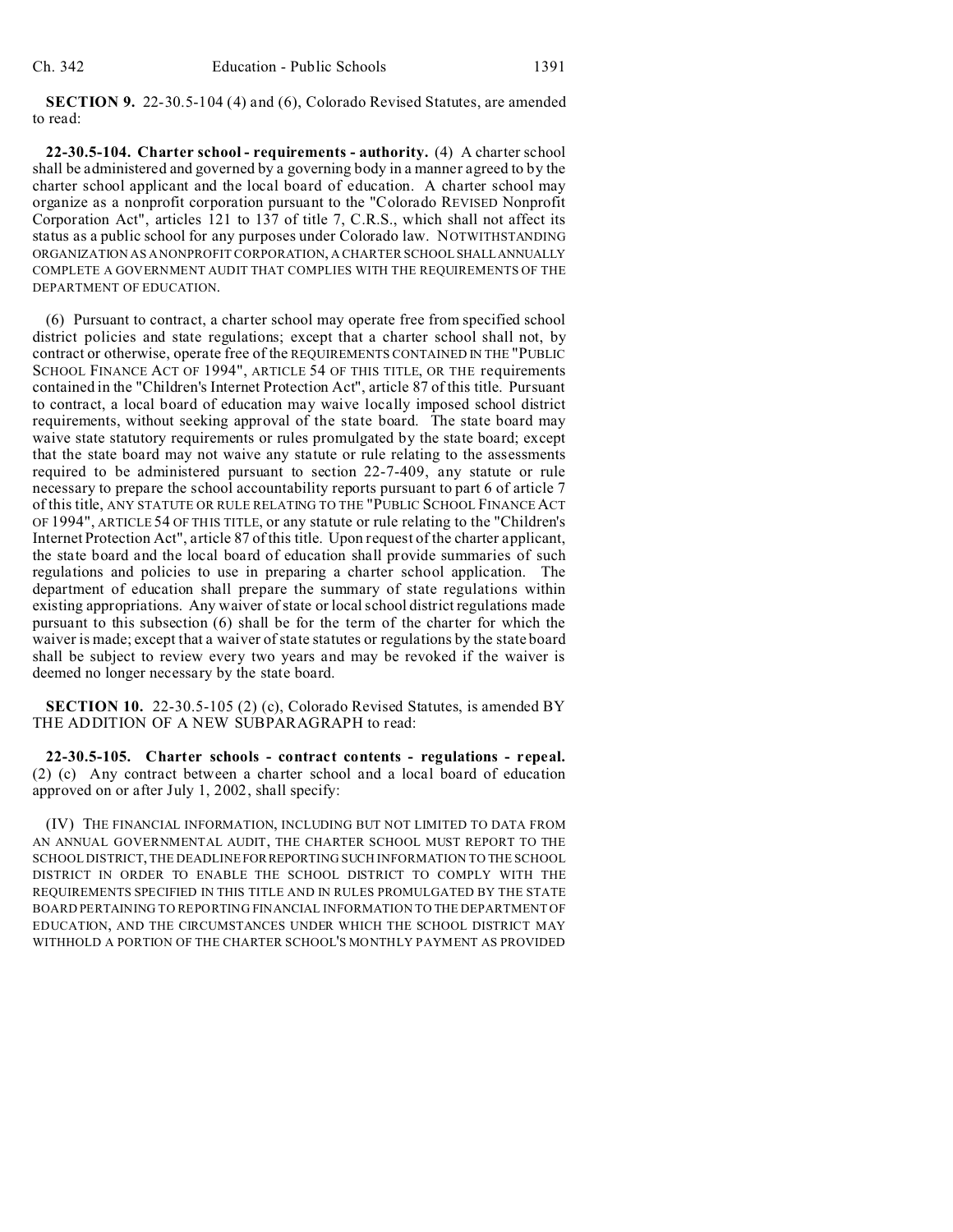**SECTION 9.** 22-30.5-104 (4) and (6), Colorado Revised Statutes, are amended to read:

**22-30.5-104. Charter school - requirements - authority.** (4) A charter school shall be administered and governed by a governing body in a manner agreed to by the charter school applicant and the local board of education. A charter school may organize as a nonprofit corporation pursuant to the "Colorado REVISED Nonprofit Corporation Act", articles 121 to 137 of title 7, C.R.S., which shall not affect its status as a public school for any purposes under Colorado law. NOTWITHSTANDING ORGANIZATION AS A NONPROFIT CORPORATION, A CHARTER SCHOOL SHALL ANNUALLY COMPLETE A GOVERNMENT AUDIT THAT COMPLIES WITH THE REQUIREMENTS OF THE DEPARTMENT OF EDUCATION.

(6) Pursuant to contract, a charter school may operate free from specified school district policies and state regulations; except that a charter school shall not, by contract or otherwise, operate free of the REQUIREMENTS CONTAINED IN THE "PUBLIC SCHOOL FINANCE ACT OF 1994", ARTICLE 54 OF THIS TITLE, OR THE requirements contained in the "Children's Internet Protection Act", article 87 of this title. Pursuant to contract, a local board of education may waive locally imposed school district requirements, without seeking approval of the state board. The state board may waive state statutory requirements or rules promulgated by the state board; except that the state board may not waive any statute or rule relating to the assessments required to be administered pursuant to section 22-7-409, any statute or rule necessary to prepare the school accountability reports pursuant to part 6 of article 7 of this title, ANY STATUTE OR RULE RELATING TO THE "PUBLIC SCHOOL FINANCE ACT OF 1994", ARTICLE 54 OF THIS TITLE, or any statute or rule relating to the "Children's Internet Protection Act", article 87 of this title. Upon request of the charter applicant, the state board and the local board of education shall provide summaries of such regulations and policies to use in preparing a charter school application. The department of education shall prepare the summary of state regulations within existing appropriations. Any waiver of state or local school district regulations made pursuant to this subsection (6) shall be for the term of the charter for which the waiver is made; except that a waiver of state statutes or regulations by the state board shall be subject to review every two years and may be revoked if the waiver is deemed no longer necessary by the state board.

**SECTION 10.** 22-30.5-105 (2) (c), Colorado Revised Statutes, is amended BY THE ADDITION OF A NEW SUBPARAGRAPH to read:

**22-30.5-105. Charter schools - contract contents - regulations - repeal.** (2) (c) Any contract between a charter school and a local board of education approved on or after July 1, 2002, shall specify:

(IV) THE FINANCIAL INFORMATION, INCLUDING BUT NOT LIMITED TO DATA FROM AN ANNUAL GOVERNMENTAL AUDIT, THE CHARTER SCHOOL MUST REPORT TO THE SCHOOL DISTRICT, THE DEADLINE FOR REPORTING SUCH INFORMATION TO THE SCHOOL DISTRICT IN ORDER TO ENABLE THE SCHOOL DISTRICT TO COMPLY WITH THE REQUIREMENTS SPECIFIED IN THIS TITLE AND IN RULES PROMULGATED BY THE STATE BOARD PERTAINING TO REPORTING FINANCIAL INFORMATION TO THE DEPARTMENT OF EDUCATION, AND THE CIRCUMSTANCES UNDER WHICH THE SCHOOL DISTRICT MAY WITHHOLD A PORTION OF THE CHARTER SCHOOL'S MONTHLY PAYMENT AS PROVIDED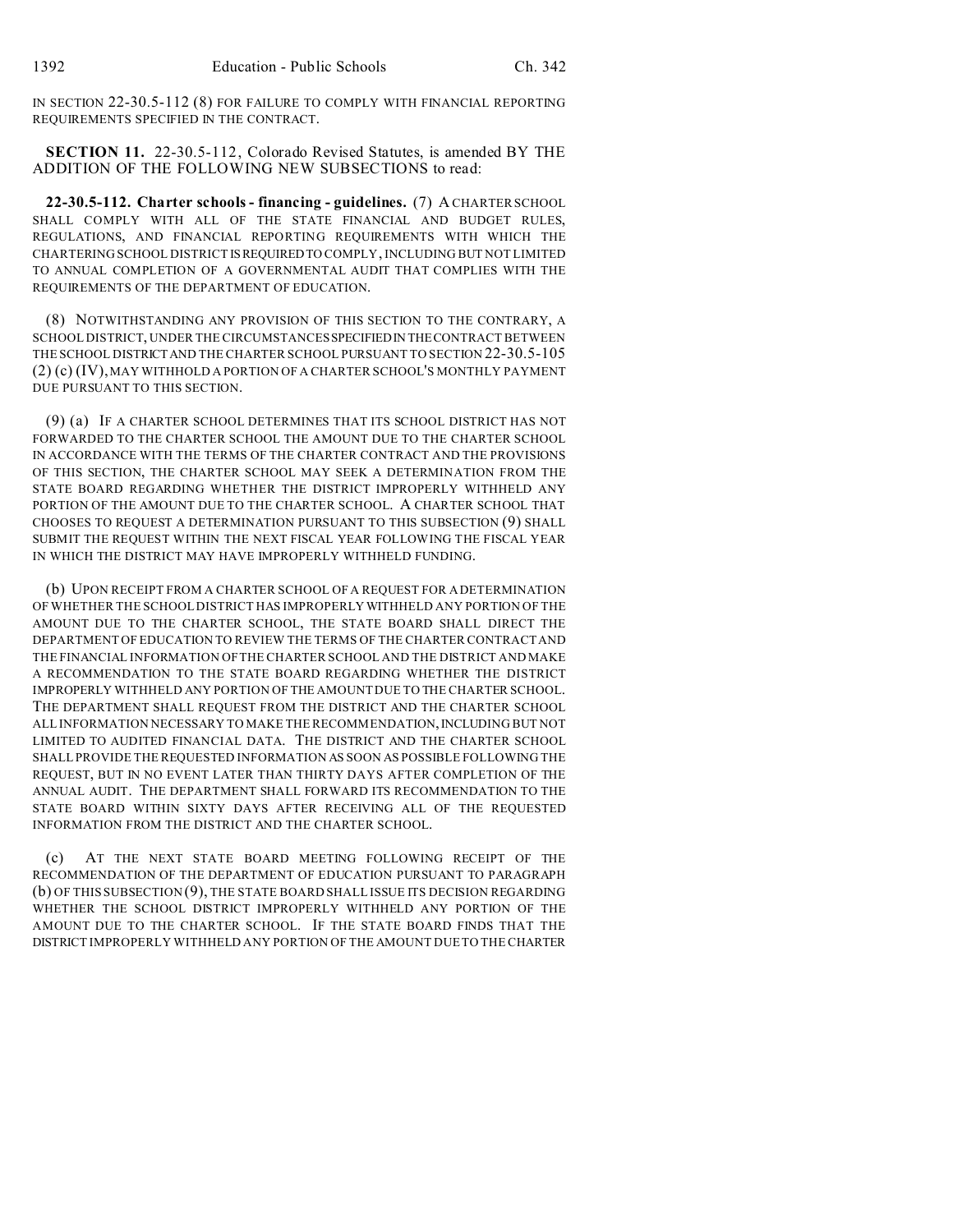IN SECTION 22-30.5-112 (8) FOR FAILURE TO COMPLY WITH FINANCIAL REPORTING REQUIREMENTS SPECIFIED IN THE CONTRACT.

**SECTION 11.** 22-30.5-112, Colorado Revised Statutes, is amended BY THE ADDITION OF THE FOLLOWING NEW SUBSECTIONS to read:

**22-30.5-112. Charter schools - financing - guidelines.** (7) A CHARTER SCHOOL SHALL COMPLY WITH ALL OF THE STATE FINANCIAL AND BUDGET RULES, REGULATIONS, AND FINANCIAL REPORTING REQUIREMENTS WITH WHICH THE CHARTERING SCHOOL DISTRICT IS REQUIRED TO COMPLY, INCLUDING BUT NOT LIMITED TO ANNUAL COMPLETION OF A GOVERNMENTAL AUDIT THAT COMPLIES WITH THE REQUIREMENTS OF THE DEPARTMENT OF EDUCATION.

(8) NOTWITHSTANDING ANY PROVISION OF THIS SECTION TO THE CONTRARY, A SCHOOL DISTRICT, UNDER THE CIRCUMSTANCES SPECIFIED IN THE CONTRACT BETWEEN THE SCHOOL DISTRICT AND THE CHARTER SCHOOL PURSUANT TO SECTION 22-30.5-105 (2) (c) (IV), MAY WITHHOLD A PORTION OF A CHARTER SCHOOL'S MONTHLY PAYMENT DUE PURSUANT TO THIS SECTION.

(9) (a) IF A CHARTER SCHOOL DETERMINES THAT ITS SCHOOL DISTRICT HAS NOT FORWARDED TO THE CHARTER SCHOOL THE AMOUNT DUE TO THE CHARTER SCHOOL IN ACCORDANCE WITH THE TERMS OF THE CHARTER CONTRACT AND THE PROVISIONS OF THIS SECTION, THE CHARTER SCHOOL MAY SEEK A DETERMINATION FROM THE STATE BOARD REGARDING WHETHER THE DISTRICT IMPROPERLY WITHHELD ANY PORTION OF THE AMOUNT DUE TO THE CHARTER SCHOOL. A CHARTER SCHOOL THAT CHOOSES TO REQUEST A DETERMINATION PURSUANT TO THIS SUBSECTION (9) SHALL SUBMIT THE REQUEST WITHIN THE NEXT FISCAL YEAR FOLLOWING THE FISCAL YEAR IN WHICH THE DISTRICT MAY HAVE IMPROPERLY WITHHELD FUNDING.

(b) UPON RECEIPT FROM A CHARTER SCHOOL OF A REQUEST FOR A DETERMINATION OF WHETHER THE SCHOOL DISTRICT HAS IMPROPERLY WITHHELD ANY PORTION OF THE AMOUNT DUE TO THE CHARTER SCHOOL, THE STATE BOARD SHALL DIRECT THE DEPARTMENT OF EDUCATION TO REVIEW THE TERMS OF THE CHARTER CONTRACT AND THE FINANCIAL INFORMATION OF THE CHARTER SCHOOL AND THE DISTRICT AND MAKE A RECOMMENDATION TO THE STATE BOARD REGARDING WHETHER THE DISTRICT IMPROPERLY WITHHELD ANY PORTION OF THE AMOUNT DUE TO THE CHARTER SCHOOL. THE DEPARTMENT SHALL REQUEST FROM THE DISTRICT AND THE CHARTER SCHOOL ALL INFORMATION NECESSARY TO MAKE THE RECOMMENDATION, INCLUDING BUT NOT LIMITED TO AUDITED FINANCIAL DATA. THE DISTRICT AND THE CHARTER SCHOOL SHALL PROVIDE THE REQUESTED INFORMATION AS SOON AS POSSIBLE FOLLOWING THE REQUEST, BUT IN NO EVENT LATER THAN THIRTY DAYS AFTER COMPLETION OF THE ANNUAL AUDIT. THE DEPARTMENT SHALL FORWARD ITS RECOMMENDATION TO THE STATE BOARD WITHIN SIXTY DAYS AFTER RECEIVING ALL OF THE REQUESTED INFORMATION FROM THE DISTRICT AND THE CHARTER SCHOOL.

(c) AT THE NEXT STATE BOARD MEETING FOLLOWING RECEIPT OF THE RECOMMENDATION OF THE DEPARTMENT OF EDUCATION PURSUANT TO PARAGRAPH (b) OF THIS SUBSECTION (9), THE STATE BOARD SHALL ISSUE ITS DECISION REGARDING WHETHER THE SCHOOL DISTRICT IMPROPERLY WITHHELD ANY PORTION OF THE AMOUNT DUE TO THE CHARTER SCHOOL. IF THE STATE BOARD FINDS THAT THE DISTRICT IMPROPERLY WITHHELD ANY PORTION OF THE AMOUNT DUE TO THE CHARTER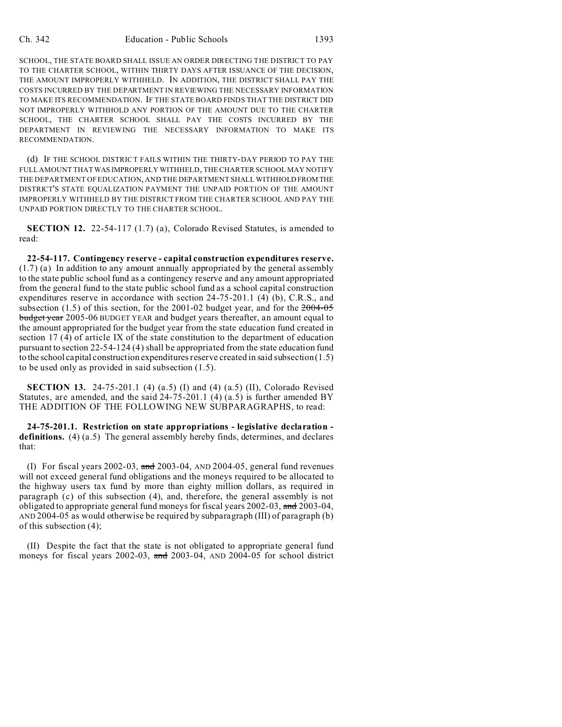SCHOOL, THE STATE BOARD SHALL ISSUE AN ORDER DIRECTING THE DISTRICT TO PAY TO THE CHARTER SCHOOL, WITHIN THIRTY DAYS AFTER ISSUANCE OF THE DECISION, THE AMOUNT IMPROPERLY WITHHELD. IN ADDITION, THE DISTRICT SHALL PAY THE COSTS INCURRED BY THE DEPARTMENT IN REVIEWING THE NECESSARY INFORMATION TO MAKE ITS RECOMMENDATION. IF THE STATE BOARD FINDS THAT THE DISTRICT DID NOT IMPROPERLY WITHHOLD ANY PORTION OF THE AMOUNT DUE TO THE CHARTER SCHOOL, THE CHARTER SCHOOL SHALL PAY THE COSTS INCURRED BY THE DEPARTMENT IN REVIEWING THE NECESSARY INFORMATION TO MAKE ITS RECOMMENDATION.

(d) IF THE SCHOOL DISTRICT FAILS WITHIN THE THIRTY-DAY PERIOD TO PAY THE FULL AMOUNT THAT WAS IMPROPERLY WITHHELD, THE CHARTER SCHOOL MAY NOTIFY THE DEPARTMENT OF EDUCATION, AND THE DEPARTMENT SHALL WITHHOLD FROM THE DISTRICT'S STATE EQUALIZATION PAYMENT THE UNPAID PORTION OF THE AMOUNT IMPROPERLY WITHHELD BY THE DISTRICT FROM THE CHARTER SCHOOL AND PAY THE UNPAID PORTION DIRECTLY TO THE CHARTER SCHOOL.

**SECTION 12.** 22-54-117 (1.7) (a), Colorado Revised Statutes, is amended to read:

**22-54-117. Contingency reserve - capital construction expenditures reserve.** (1.7) (a) In addition to any amount annually appropriated by the general assembly to the state public school fund as a contingency reserve and any amount appropriated from the general fund to the state public school fund as a school capital construction expenditures reserve in accordance with section 24-75-201.1 (4) (b), C.R.S., and subsection (1.5) of this section, for the 2001-02 budget year, and for the ~~2004-05 budget year~~ 2005-06 BUDGET YEAR and budget years thereafter, an amount equal to the amount appropriated for the budget year from the state education fund created in section 17 (4) of article IX of the state constitution to the department of education pursuant to section 22-54-124 (4) shall be appropriated from the state education fund to the school capital construction expenditures reserve created in said subsection (1.5) to be used only as provided in said subsection (1.5).

**SECTION 13.** 24-75-201.1 (4) (a.5) (I) and (4) (a.5) (II), Colorado Revised Statutes, are amended, and the said 24-75-201.1 (4) (a.5) is further amended BY THE ADDITION OF THE FOLLOWING NEW SUBPARAGRAPHS, to read:

**24-75-201.1. Restriction on state appropriations - legislative declaration - definitions.** (4) (a.5) The general assembly hereby finds, determines, and declares that:

(I) For fiscal years 2002-03, ~~and~~ 2003-04, AND 2004-05, general fund revenues will not exceed general fund obligations and the moneys required to be allocated to the highway users tax fund by more than eighty million dollars, as required in paragraph (c) of this subsection (4), and, therefore, the general assembly is not obligated to appropriate general fund moneys for fiscal years 2002-03, ~~and~~ 2003-04, AND 2004-05 as would otherwise be required by subparagraph (III) of paragraph (b) of this subsection (4);

(II) Despite the fact that the state is not obligated to appropriate general fund moneys for fiscal years 2002-03, ~~and~~ 2003-04, AND 2004-05 for school district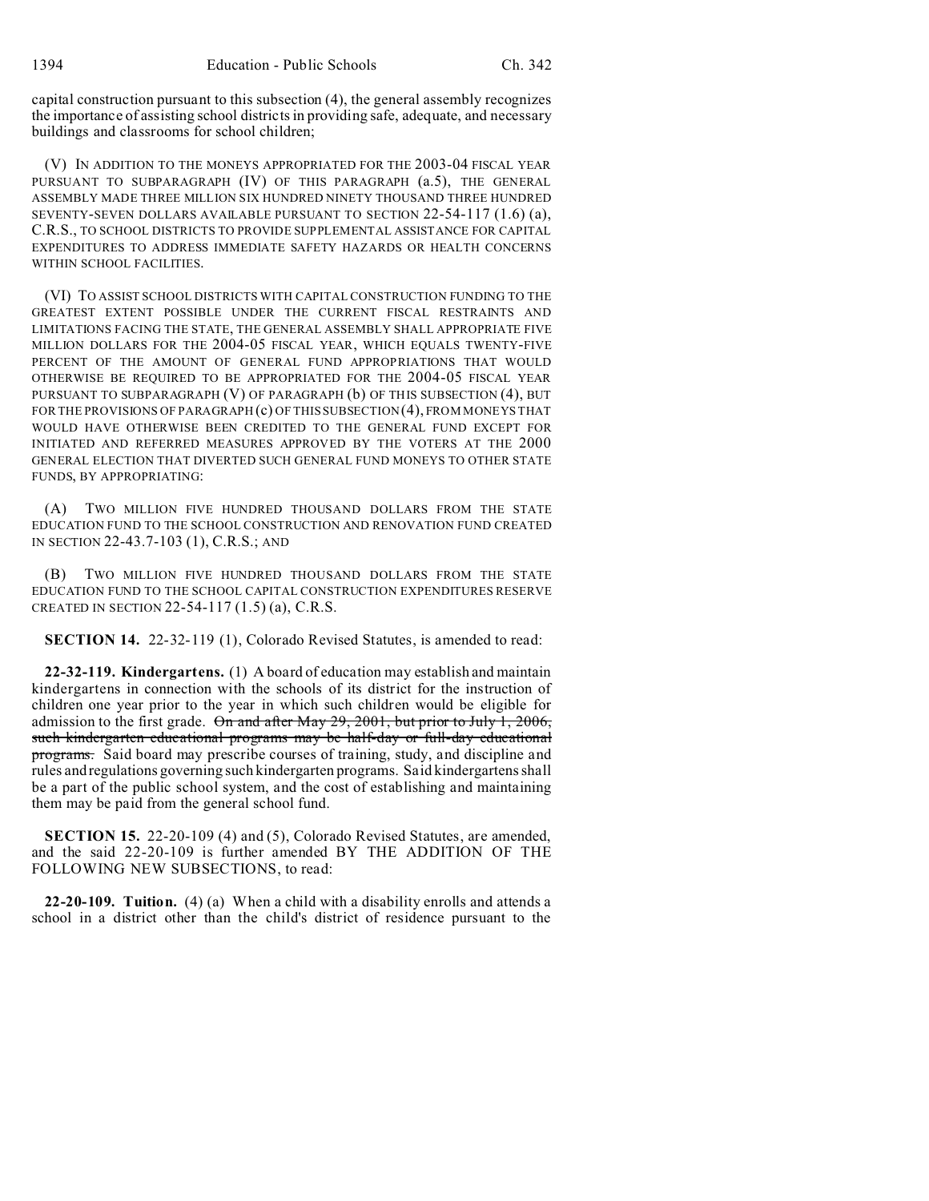capital construction pursuant to this subsection (4), the general assembly recognizes the importance of assisting school districts in providing safe, adequate, and necessary buildings and classrooms for school children;

(V) IN ADDITION TO THE MONEYS APPROPRIATED FOR THE 2003-04 FISCAL YEAR PURSUANT TO SUBPARAGRAPH (IV) OF THIS PARAGRAPH (a.5), THE GENERAL ASSEMBLY MADE THREE MILLION SIX HUNDRED NINETY THOUSAND THREE HUNDRED SEVENTY-SEVEN DOLLARS AVAILABLE PURSUANT TO SECTION 22-54-117 (1.6) (a), C.R.S., TO SCHOOL DISTRICTS TO PROVIDE SUPPLEMENTAL ASSISTANCE FOR CAPITAL EXPENDITURES TO ADDRESS IMMEDIATE SAFETY HAZARDS OR HEALTH CONCERNS WITHIN SCHOOL FACILITIES.

(VI) TO ASSIST SCHOOL DISTRICTS WITH CAPITAL CONSTRUCTION FUNDING TO THE GREATEST EXTENT POSSIBLE UNDER THE CURRENT FISCAL RESTRAINTS AND LIMITATIONS FACING THE STATE, THE GENERAL ASSEMBLY SHALL APPROPRIATE FIVE MILLION DOLLARS FOR THE 2004-05 FISCAL YEAR, WHICH EQUALS TWENTY-FIVE PERCENT OF THE AMOUNT OF GENERAL FUND APPROPRIATIONS THAT WOULD OTHERWISE BE REQUIRED TO BE APPROPRIATED FOR THE 2004-05 FISCAL YEAR PURSUANT TO SUBPARAGRAPH (V) OF PARAGRAPH (b) OF THIS SUBSECTION (4), BUT FOR THE PROVISIONS OF PARAGRAPH (c) OF THIS SUBSECTION (4), FROM MONEYS THAT WOULD HAVE OTHERWISE BEEN CREDITED TO THE GENERAL FUND EXCEPT FOR INITIATED AND REFERRED MEASURES APPROVED BY THE VOTERS AT THE 2000 GENERAL ELECTION THAT DIVERTED SUCH GENERAL FUND MONEYS TO OTHER STATE FUNDS, BY APPROPRIATING:

(A) TWO MILLION FIVE HUNDRED THOUSAND DOLLARS FROM THE STATE EDUCATION FUND TO THE SCHOOL CONSTRUCTION AND RENOVATION FUND CREATED IN SECTION 22-43.7-103 (1), C.R.S.; AND

(B) TWO MILLION FIVE HUNDRED THOUSAND DOLLARS FROM THE STATE EDUCATION FUND TO THE SCHOOL CAPITAL CONSTRUCTION EXPENDITURES RESERVE CREATED IN SECTION 22-54-117 (1.5) (a), C.R.S.

**SECTION 14.** 22-32-119 (1), Colorado Revised Statutes, is amended to read:

**22-32-119. Kindergartens.** (1) A board of education may establish and maintain kindergartens in connection with the schools of its district for the instruction of children one year prior to the year in which such children would be eligible for admission to the first grade. ~~On and after May 29, 2001, but prior to July 1, 2006, such kindergarten educational programs may be half-day or full-day educational programs.~~ Said board may prescribe courses of training, study, and discipline and rules and regulations governing such kindergarten programs. Said kindergartens shall be a part of the public school system, and the cost of establishing and maintaining them may be paid from the general school fund.

**SECTION 15.** 22-20-109 (4) and (5), Colorado Revised Statutes, are amended, and the said 22-20-109 is further amended BY THE ADDITION OF THE FOLLOWING NEW SUBSECTIONS, to read:

**22-20-109. Tuition.** (4) (a) When a child with a disability enrolls and attends a school in a district other than the child's district of residence pursuant to the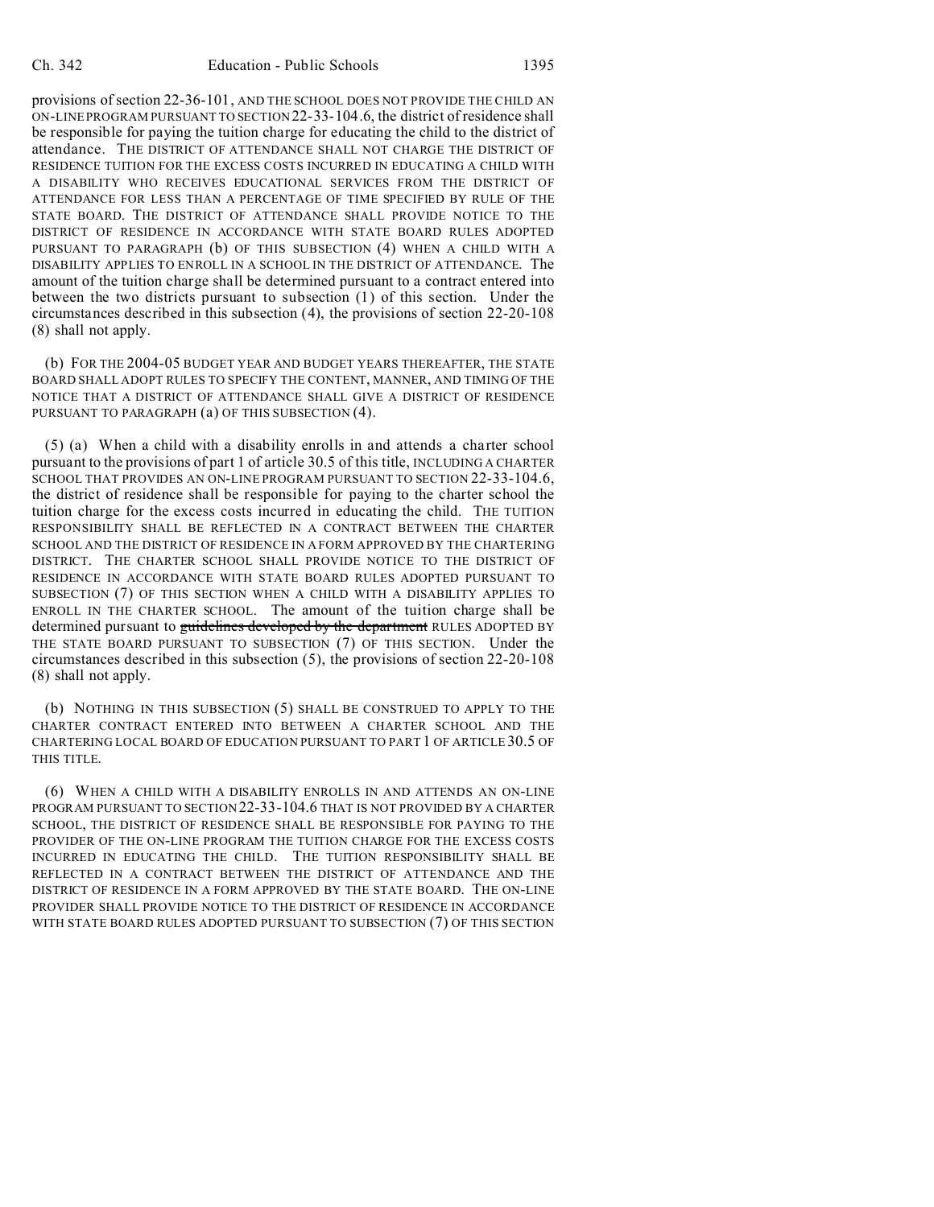provisions of section 22-36-101, AND THE SCHOOL DOES NOT PROVIDE THE CHILD AN ON-LINE PROGRAM PURSUANT TO SECTION 22-33-104.6, the district of residence shall be responsible for paying the tuition charge for educating the child to the district of attendance. THE DISTRICT OF ATTENDANCE SHALL NOT CHARGE THE DISTRICT OF RESIDENCE TUITION FOR THE EXCESS COSTS INCURRED IN EDUCATING A CHILD WITH A DISABILITY WHO RECEIVES EDUCATIONAL SERVICES FROM THE DISTRICT OF ATTENDANCE FOR LESS THAN A PERCENTAGE OF TIME SPECIFIED BY RULE OF THE STATE BOARD. THE DISTRICT OF ATTENDANCE SHALL PROVIDE NOTICE TO THE DISTRICT OF RESIDENCE IN ACCORDANCE WITH STATE BOARD RULES ADOPTED PURSUANT TO PARAGRAPH (b) OF THIS SUBSECTION (4) WHEN A CHILD WITH A DISABILITY APPLIES TO ENROLL IN A SCHOOL IN THE DISTRICT OF ATTENDANCE. The amount of the tuition charge shall be determined pursuant to a contract entered into between the two districts pursuant to subsection (1) of this section. Under the circumstances described in this subsection (4), the provisions of section 22-20-108 (8) shall not apply.

(b) FOR THE 2004-05 BUDGET YEAR AND BUDGET YEARS THEREAFTER, THE STATE BOARD SHALL ADOPT RULES TO SPECIFY THE CONTENT, MANNER, AND TIMING OF THE NOTICE THAT A DISTRICT OF ATTENDANCE SHALL GIVE A DISTRICT OF RESIDENCE PURSUANT TO PARAGRAPH (a) OF THIS SUBSECTION (4).

(5) (a) When a child with a disability enrolls in and attends a charter school pursuant to the provisions of part 1 of article 30.5 of this title, INCLUDING A CHARTER SCHOOL THAT PROVIDES AN ON-LINE PROGRAM PURSUANT TO SECTION 22-33-104.6, the district of residence shall be responsible for paying to the charter school the tuition charge for the excess costs incurred in educating the child. THE TUITION RESPONSIBILITY SHALL BE REFLECTED IN A CONTRACT BETWEEN THE CHARTER SCHOOL AND THE DISTRICT OF RESIDENCE IN A FORM APPROVED BY THE CHARTERING DISTRICT. THE CHARTER SCHOOL SHALL PROVIDE NOTICE TO THE DISTRICT OF RESIDENCE IN ACCORDANCE WITH STATE BOARD RULES ADOPTED PURSUANT TO SUBSECTION (7) OF THIS SECTION WHEN A CHILD WITH A DISABILITY APPLIES TO ENROLL IN THE CHARTER SCHOOL. The amount of the tuition charge shall be determined pursuant to ~~guidelines developed by the department~~ RULES ADOPTED BY THE STATE BOARD PURSUANT TO SUBSECTION (7) OF THIS SECTION. Under the circumstances described in this subsection (5), the provisions of section 22-20-108 (8) shall not apply.

(b) NOTHING IN THIS SUBSECTION (5) SHALL BE CONSTRUED TO APPLY TO THE CHARTER CONTRACT ENTERED INTO BETWEEN A CHARTER SCHOOL AND THE CHARTERING LOCAL BOARD OF EDUCATION PURSUANT TO PART 1 OF ARTICLE 30.5 OF THIS TITLE.

(6) WHEN A CHILD WITH A DISABILITY ENROLLS IN AND ATTENDS AN ON-LINE PROGRAM PURSUANT TO SECTION 22-33-104.6 THAT IS NOT PROVIDED BY A CHARTER SCHOOL, THE DISTRICT OF RESIDENCE SHALL BE RESPONSIBLE FOR PAYING TO THE PROVIDER OF THE ON-LINE PROGRAM THE TUITION CHARGE FOR THE EXCESS COSTS INCURRED IN EDUCATING THE CHILD. THE TUITION RESPONSIBILITY SHALL BE REFLECTED IN A CONTRACT BETWEEN THE DISTRICT OF ATTENDANCE AND THE DISTRICT OF RESIDENCE IN A FORM APPROVED BY THE STATE BOARD. THE ON-LINE PROVIDER SHALL PROVIDE NOTICE TO THE DISTRICT OF RESIDENCE IN ACCORDANCE WITH STATE BOARD RULES ADOPTED PURSUANT TO SUBSECTION (7) OF THIS SECTION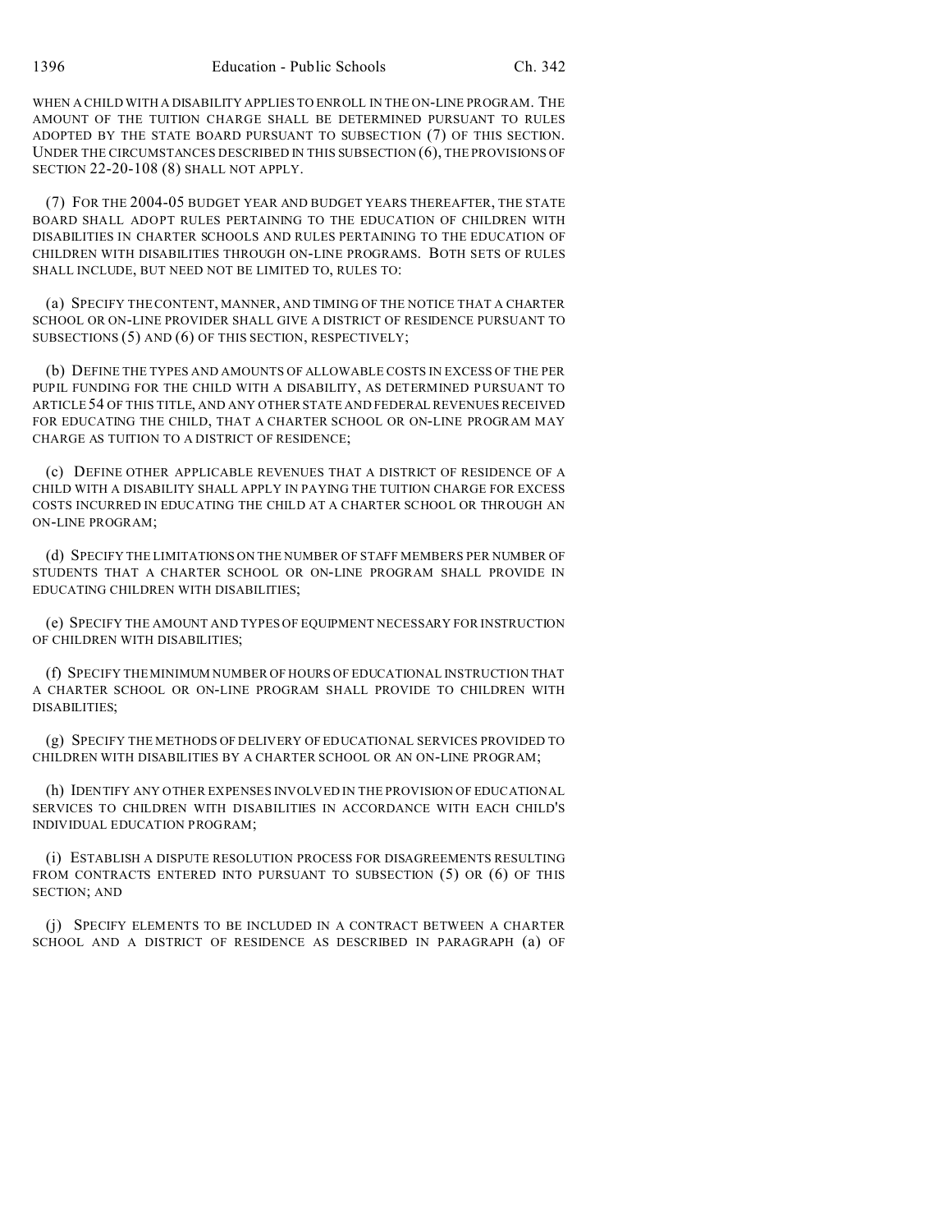WHEN A CHILD WITH A DISABILITY APPLIES TO ENROLL IN THE ON-LINE PROGRAM. THE AMOUNT OF THE TUITION CHARGE SHALL BE DETERMINED PURSUANT TO RULES ADOPTED BY THE STATE BOARD PURSUANT TO SUBSECTION (7) OF THIS SECTION. UNDER THE CIRCUMSTANCES DESCRIBED IN THIS SUBSECTION (6), THE PROVISIONS OF SECTION 22-20-108 (8) SHALL NOT APPLY.

(7) FOR THE 2004-05 BUDGET YEAR AND BUDGET YEARS THEREAFTER, THE STATE BOARD SHALL ADOPT RULES PERTAINING TO THE EDUCATION OF CHILDREN WITH DISABILITIES IN CHARTER SCHOOLS AND RULES PERTAINING TO THE EDUCATION OF CHILDREN WITH DISABILITIES THROUGH ON-LINE PROGRAMS. BOTH SETS OF RULES SHALL INCLUDE, BUT NEED NOT BE LIMITED TO, RULES TO:

(a) SPECIFY THE CONTENT, MANNER, AND TIMING OF THE NOTICE THAT A CHARTER SCHOOL OR ON-LINE PROVIDER SHALL GIVE A DISTRICT OF RESIDENCE PURSUANT TO SUBSECTIONS (5) AND (6) OF THIS SECTION, RESPECTIVELY;

(b) DEFINE THE TYPES AND AMOUNTS OF ALLOWABLE COSTS IN EXCESS OF THE PER PUPIL FUNDING FOR THE CHILD WITH A DISABILITY, AS DETERMINED PURSUANT TO ARTICLE 54 OF THIS TITLE, AND ANY OTHER STATE AND FEDERAL REVENUES RECEIVED FOR EDUCATING THE CHILD, THAT A CHARTER SCHOOL OR ON-LINE PROGRAM MAY CHARGE AS TUITION TO A DISTRICT OF RESIDENCE;

(c) DEFINE OTHER APPLICABLE REVENUES THAT A DISTRICT OF RESIDENCE OF A CHILD WITH A DISABILITY SHALL APPLY IN PAYING THE TUITION CHARGE FOR EXCESS COSTS INCURRED IN EDUCATING THE CHILD AT A CHARTER SCHOOL OR THROUGH AN ON-LINE PROGRAM;

(d) SPECIFY THE LIMITATIONS ON THE NUMBER OF STAFF MEMBERS PER NUMBER OF STUDENTS THAT A CHARTER SCHOOL OR ON-LINE PROGRAM SHALL PROVIDE IN EDUCATING CHILDREN WITH DISABILITIES;

(e) SPECIFY THE AMOUNT AND TYPES OF EQUIPMENT NECESSARY FOR INSTRUCTION OF CHILDREN WITH DISABILITIES;

(f) SPECIFY THE MINIMUM NUMBER OF HOURS OF EDUCATIONAL INSTRUCTION THAT A CHARTER SCHOOL OR ON-LINE PROGRAM SHALL PROVIDE TO CHILDREN WITH DISABILITIES;

(g) SPECIFY THE METHODS OF DELIVERY OF EDUCATIONAL SERVICES PROVIDED TO CHILDREN WITH DISABILITIES BY A CHARTER SCHOOL OR AN ON-LINE PROGRAM;

(h) IDENTIFY ANY OTHER EXPENSES INVOLVED IN THE PROVISION OF EDUCATIONAL SERVICES TO CHILDREN WITH DISABILITIES IN ACCORDANCE WITH EACH CHILD'S INDIVIDUAL EDUCATION PROGRAM;

(i) ESTABLISH A DISPUTE RESOLUTION PROCESS FOR DISAGREEMENTS RESULTING FROM CONTRACTS ENTERED INTO PURSUANT TO SUBSECTION (5) OR (6) OF THIS SECTION; AND

(j) SPECIFY ELEMENTS TO BE INCLUDED IN A CONTRACT BETWEEN A CHARTER SCHOOL AND A DISTRICT OF RESIDENCE AS DESCRIBED IN PARAGRAPH (a) OF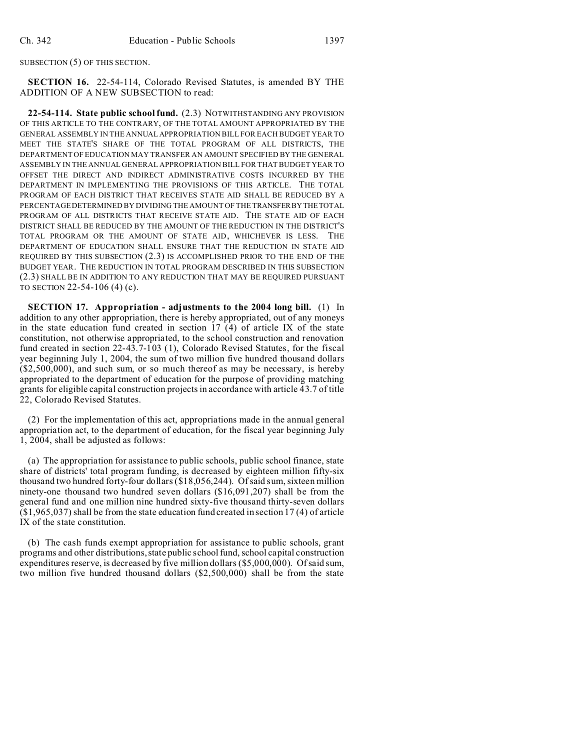SUBSECTION (5) OF THIS SECTION.

**SECTION 16.** 22-54-114, Colorado Revised Statutes, is amended BY THE ADDITION OF A NEW SUBSECTION to read:

**22-54-114. State public school fund.** (2.3) NOTWITHSTANDING ANY PROVISION OF THIS ARTICLE TO THE CONTRARY, OF THE TOTAL AMOUNT APPROPRIATED BY THE GENERAL ASSEMBLY IN THE ANNUAL APPROPRIATION BILL FOR EACH BUDGET YEAR TO MEET THE STATE'S SHARE OF THE TOTAL PROGRAM OF ALL DISTRICTS, THE DEPARTMENT OF EDUCATION MAY TRANSFER AN AMOUNT SPECIFIED BY THE GENERAL ASSEMBLY IN THE ANNUAL GENERAL APPROPRIATION BILL FOR THAT BUDGET YEAR TO OFFSET THE DIRECT AND INDIRECT ADMINISTRATIVE COSTS INCURRED BY THE DEPARTMENT IN IMPLEMENTING THE PROVISIONS OF THIS ARTICLE. THE TOTAL PROGRAM OF EACH DISTRICT THAT RECEIVES STATE AID SHALL BE REDUCED BY A PERCENTAGE DETERMINED BY DIVIDING THE AMOUNT OF THE TRANSFER BY THE TOTAL PROGRAM OF ALL DISTRICTS THAT RECEIVE STATE AID. THE STATE AID OF EACH DISTRICT SHALL BE REDUCED BY THE AMOUNT OF THE REDUCTION IN THE DISTRICT'S TOTAL PROGRAM OR THE AMOUNT OF STATE AID, WHICHEVER IS LESS. THE DEPARTMENT OF EDUCATION SHALL ENSURE THAT THE REDUCTION IN STATE AID REQUIRED BY THIS SUBSECTION (2.3) IS ACCOMPLISHED PRIOR TO THE END OF THE BUDGET YEAR. THE REDUCTION IN TOTAL PROGRAM DESCRIBED IN THIS SUBSECTION (2.3) SHALL BE IN ADDITION TO ANY REDUCTION THAT MAY BE REQUIRED PURSUANT TO SECTION 22-54-106 (4) (c).

**SECTION 17. Appropriation - adjustments to the 2004 long bill.** (1) In addition to any other appropriation, there is hereby appropriated, out of any moneys in the state education fund created in section 17 (4) of article IX of the state constitution, not otherwise appropriated, to the school construction and renovation fund created in section 22-43.7-103 (1), Colorado Revised Statutes, for the fiscal year beginning July 1, 2004, the sum of two million five hundred thousand dollars ($2,500,000), and such sum, or so much thereof as may be necessary, is hereby appropriated to the department of education for the purpose of providing matching grants for eligible capital construction projects in accordance with article 43.7 of title 22, Colorado Revised Statutes.

(2) For the implementation of this act, appropriations made in the annual general appropriation act, to the department of education, for the fiscal year beginning July 1, 2004, shall be adjusted as follows:

(a) The appropriation for assistance to public schools, public school finance, state share of districts' total program funding, is decreased by eighteen million fifty-six thousand two hundred forty-four dollars ($18,056,244). Of said sum, sixteen million ninety-one thousand two hundred seven dollars ($16,091,207) shall be from the general fund and one million nine hundred sixty-five thousand thirty-seven dollars ($1,965,037) shall be from the state education fund created in section 17 (4) of article IX of the state constitution.

(b) The cash funds exempt appropriation for assistance to public schools, grant programs and other distributions, state public school fund, school capital construction expenditures reserve, is decreased by five million dollars ($5,000,000). Of said sum, two million five hundred thousand dollars ($2,500,000) shall be from the state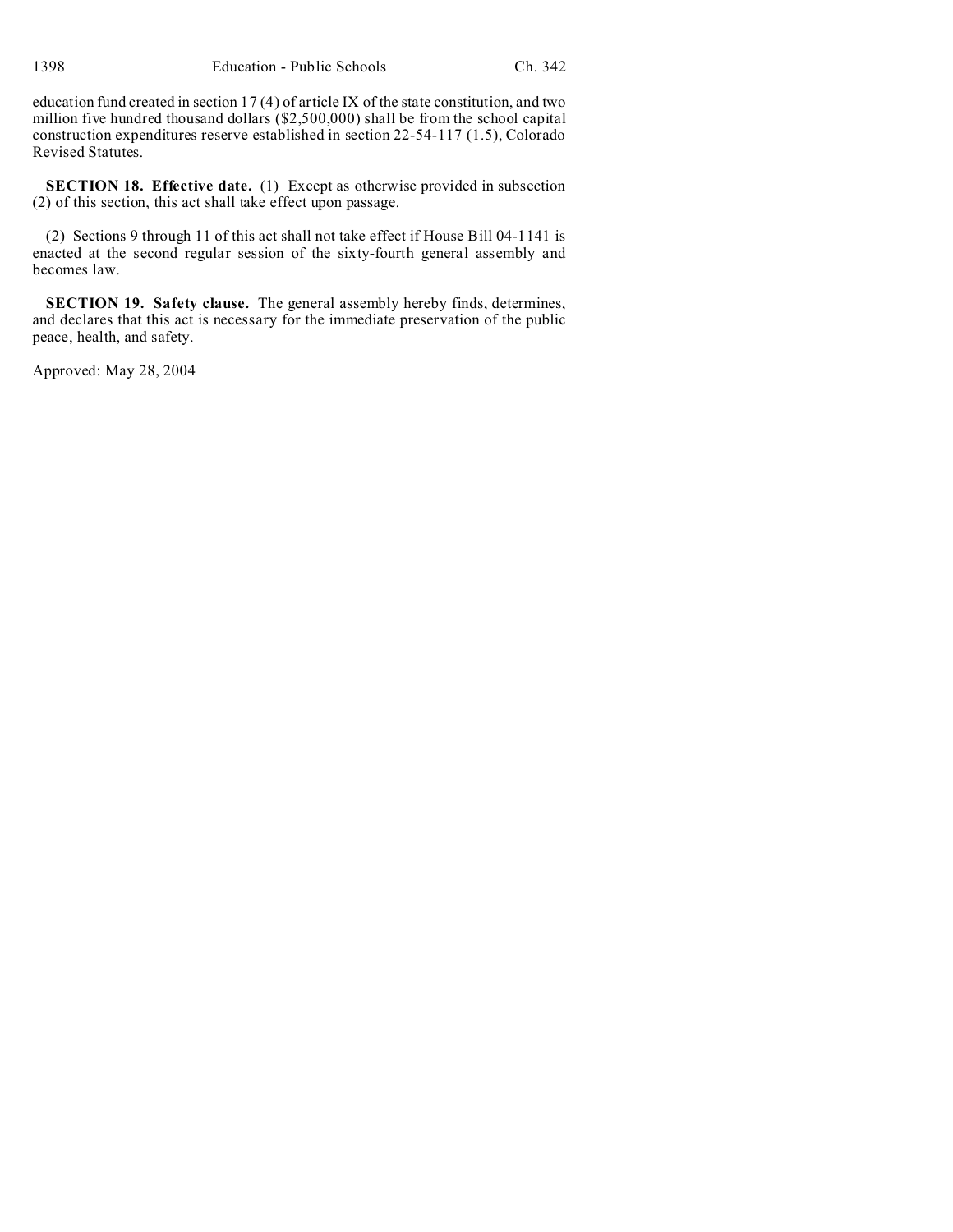education fund created in section 17 (4) of article IX of the state constitution, and two million five hundred thousand dollars ($2,500,000) shall be from the school capital construction expenditures reserve established in section 22-54-117 (1.5), Colorado Revised Statutes.

**SECTION 18. Effective date.** (1) Except as otherwise provided in subsection (2) of this section, this act shall take effect upon passage.

(2) Sections 9 through 11 of this act shall not take effect if House Bill 04-1141 is enacted at the second regular session of the sixty-fourth general assembly and becomes law.

**SECTION 19. Safety clause.** The general assembly hereby finds, determines, and declares that this act is necessary for the immediate preservation of the public peace, health, and safety.

Approved: May 28, 2004